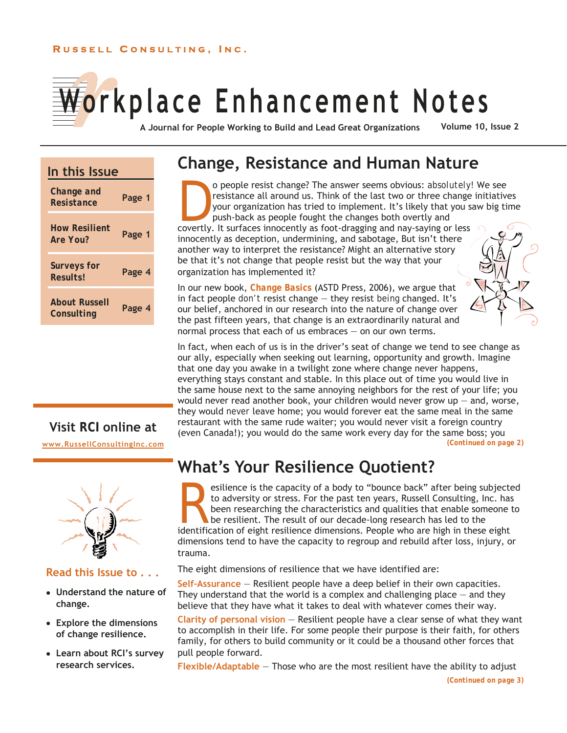Russell Consulting, Inc.

# Workplace Enhancement Notes

**A Journal for People Working to Build and Lead Great Organizations** — **Volume 10, Issue 2**

## In this Issue

| | |
|---|---|
| **Change and Resistance** | **Page 1** |
| **How Resilient Are You?** | **Page 1** |
| **Surveys for Results!** | **Page 4** |
| **About Russell Consulting** | **Page 4** |

**Visit RCI online at**

www.RussellConsultingInc.com

**Read this Issue to . . .**

- **Understand the nature of change.**
- **Explore the dimensions of change resilience.**
- **Learn about RCI's survey research services.**

## Change, Resistance and Human Nature

Do people resist change? The answer seems obvious: *absolutely!* We see resistance all around us. Think of the last two or three change initiatives your organization has tried to implement. It's likely that you saw big time push-back as people fought the changes both overtly and covertly. It surfaces innocently as foot-dragging and nay-saying or less innocently as deception, undermining, and sabotage, But isn't there another way to interpret the resistance? Might an alternative story be that it's not change that people resist but the way that your organization has implemented it?

In our new book, **Change Basics** (ASTD Press, 2006), we argue that in fact people *don't* resist change — they resist *being* changed. It's our belief, anchored in our research into the nature of change over the past fifteen years, that change is an extraordinarily natural and normal process that each of us embraces — on our own terms.

In fact, when each of us is in the driver's seat of change we tend to see change as our ally, especially when seeking out learning, opportunity and growth. Imagine that one day you awake in a twilight zone where change never happens, everything stays constant and stable. In this place out of time you would live in the same house next to the same annoying neighbors for the rest of your life; you would never read another book, your children would never grow up — and, worse, they would *never* leave home; you would forever eat the same meal in the same restaurant with the same rude waiter; you would never visit a foreign country (even Canada!); you would do the same work every day for the same boss; you

***(Continued on page 2)***

## What's Your Resilience Quotient?

Resilience is the capacity of a body to "bounce back" after being subjected to adversity or stress. For the past ten years, Russell Consulting, Inc. has been researching the characteristics and qualities that enable someone to be resilient. The result of our decade-long research has led to the identification of eight resilience dimensions. People who are high in these eight dimensions tend to have the capacity to regroup and rebuild after loss, injury, or trauma.

The eight dimensions of resilience that we have identified are:

**Self-Assurance** — Resilient people have a deep belief in their own capacities. They understand that the world is a complex and challenging place — and they believe that they have what it takes to deal with whatever comes their way.

**Clarity of personal vision** — Resilient people have a clear sense of what they want to accomplish in their life. For some people their purpose is their faith, for others family, for others to build community or it could be a thousand other forces that pull people forward.

**Flexible/Adaptable** — Those who are the most resilient have the ability to adjust

***(Continued on page 3)***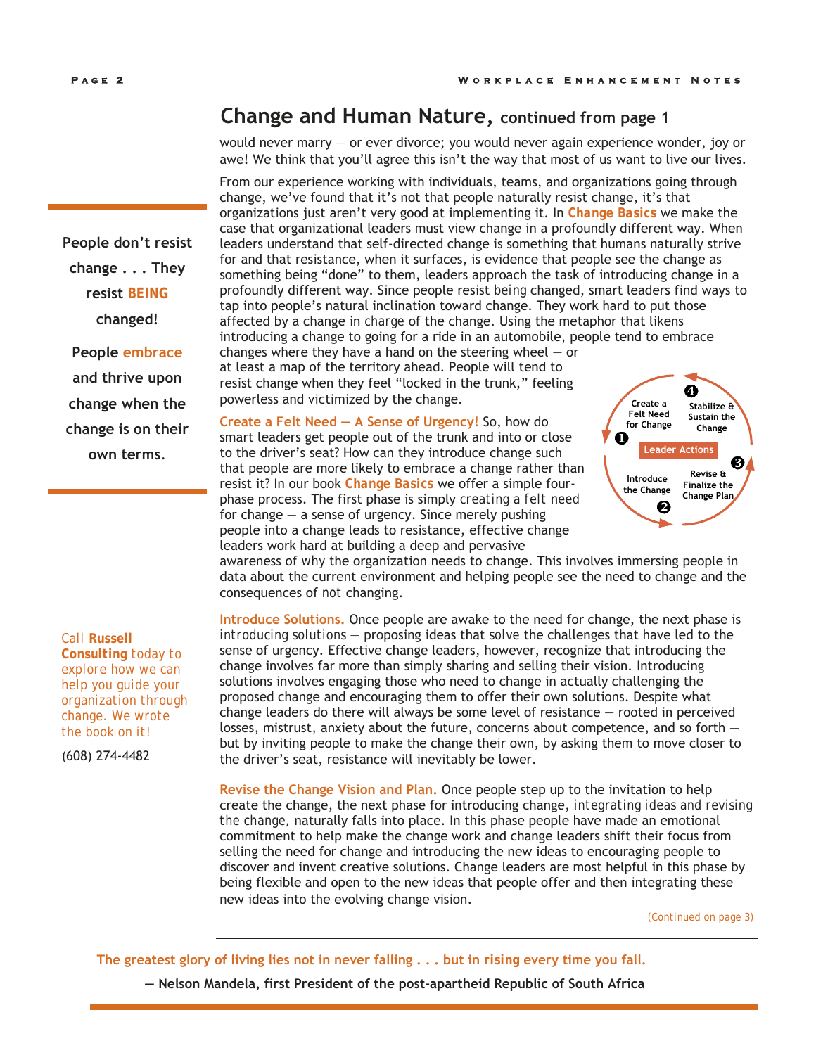## Change and Human Nature, continued from page 1

would never marry — or ever divorce; you would never again experience wonder, joy or awe! We think that you'll agree this isn't the way that most of us want to live our lives.

From our experience working with individuals, teams, and organizations going through change, we've found that it's not that people naturally resist change, it's that organizations just aren't very good at implementing it. In **Change Basics** we make the case that organizational leaders must view change in a profoundly different way. When leaders understand that self-directed change is something that humans naturally strive for and that resistance, when it surfaces, is evidence that people see the change as something being "done" to them, leaders approach the task of introducing change in a profoundly different way. Since people resist *being* changed, smart leaders find ways to tap into people's natural inclination toward change. They work hard to put those affected by a change in *charge* of the change. Using the metaphor that likens introducing a change to going for a ride in an automobile, people tend to embrace changes where they have a hand on the steering wheel — or at least a map of the territory ahead. People will tend to resist change when they feel "locked in the trunk," feeling powerless and victimized by the change.

> **People don't resist change . . . They resist BEING changed!**
>
> **People embrace and thrive upon change when the change is on their own terms.**

**Create a Felt Need — A Sense of Urgency!** So, how do smart leaders get people out of the trunk and into or close to the driver's seat? How can they introduce change such that people are more likely to embrace a change rather than resist it? In our book **Change Basics** we offer a simple four-phase process. The first phase is simply *creating a felt need* for change — a sense of urgency. Since merely pushing people into a change leads to resistance, effective change leaders work hard at building a deep and pervasive awareness of *why* the organization needs to change. This involves immersing people in data about the current environment and helping people see the need to change and the consequences of *not* changing.

Leader Actions:
1. Create a Felt Need for Change
2. Introduce the Change
3. Revise & Finalize the Change Plan
4. Stabilize & Sustain the Change

**Introduce Solutions.** Once people are awake to the need for change, the next phase is *introducing solutions* — proposing ideas that *solve* the challenges that have led to the sense of urgency. Effective change leaders, however, recognize that introducing the change involves far more than simply sharing and selling their vision. Introducing solutions involves engaging those who need to change in actually challenging the proposed change and encouraging them to offer their own solutions. Despite what change leaders do there will always be some level of resistance — rooted in perceived losses, mistrust, anxiety about the future, concerns about competence, and so forth — but by inviting people to make the change their own, by asking them to move closer to the driver's seat, resistance will inevitably be lower.

**Revise the Change Vision and Plan.** Once people step up to the invitation to help create the change, the next phase for introducing change, *integrating ideas and revising the change*, naturally falls into place. In this phase people have made an emotional commitment to help make the change work and change leaders shift their focus from selling the need for change and introducing the new ideas to encouraging people to discover and invent creative solutions. Change leaders are most helpful in this phase by being flexible and open to the new ideas that people offer and then integrating these new ideas into the evolving change vision.

*(Continued on page 3)*

Call **Russell Consulting** today to explore how we can help you guide your organization through change. We wrote the book on it!

(608) 274-4482

**The greatest glory of living lies not in never falling . . . but in rising every time you fall.**

**— Nelson Mandela, first President of the post-apartheid Republic of South Africa**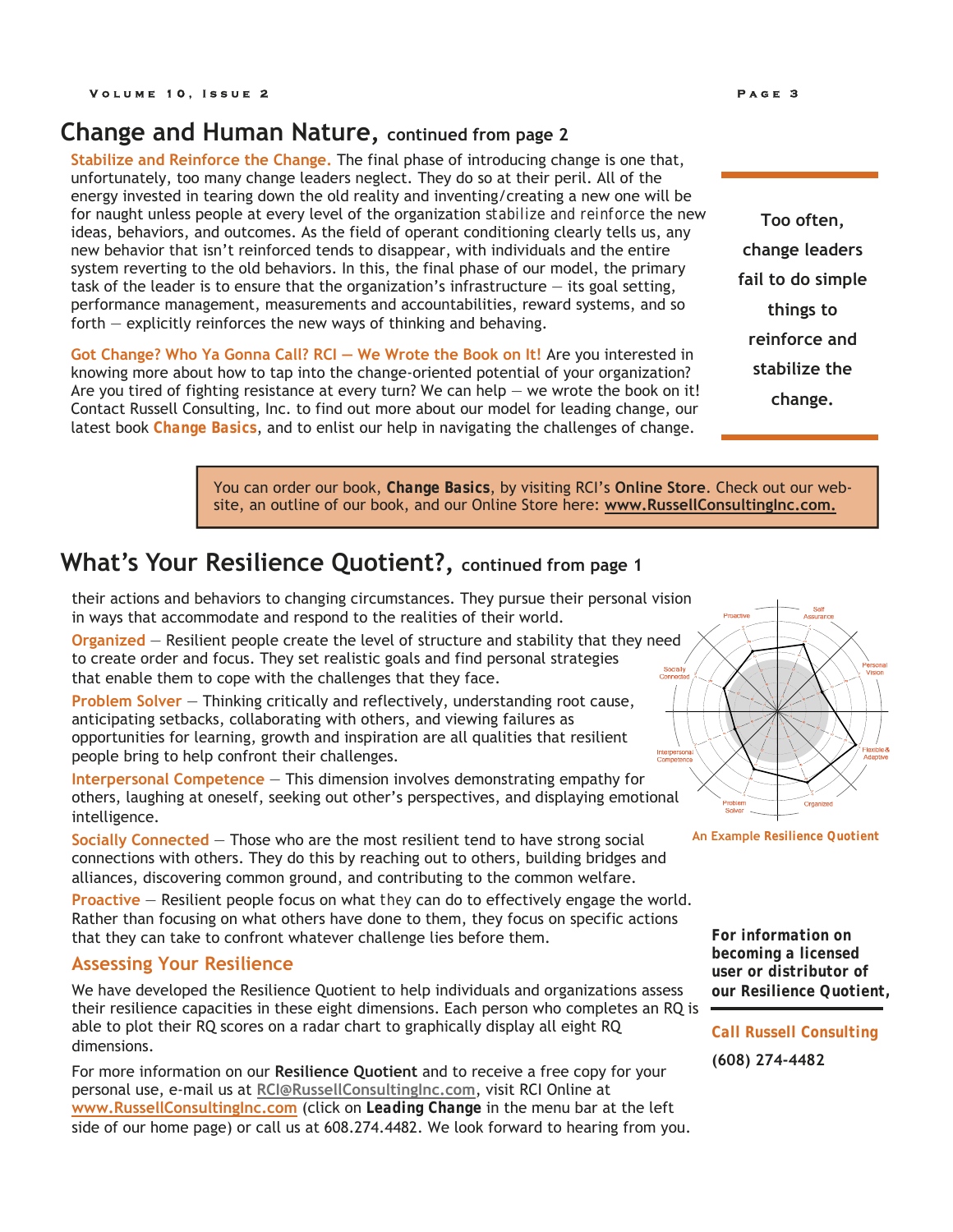## Change and Human Nature, continued from page 2

**Stabilize and Reinforce the Change.** The final phase of introducing change is one that, unfortunately, too many change leaders neglect. They do so at their peril. All of the energy invested in tearing down the old reality and inventing/creating a new one will be for naught unless people at every level of the organization stabilize and reinforce the new ideas, behaviors, and outcomes. As the field of operant conditioning clearly tells us, any new behavior that isn't reinforced tends to disappear, with individuals and the entire system reverting to the old behaviors. In this, the final phase of our model, the primary task of the leader is to ensure that the organization's infrastructure — its goal setting, performance management, measurements and accountabilities, reward systems, and so forth — explicitly reinforces the new ways of thinking and behaving.

**Got Change? Who Ya Gonna Call? RCI — We Wrote the Book on It!** Are you interested in knowing more about how to tap into the change-oriented potential of your organization? Are you tired of fighting resistance at every turn? We can help — we wrote the book on it! Contact Russell Consulting, Inc. to find out more about our model for leading change, our latest book **Change Basics**, and to enlist our help in navigating the challenges of change.

**Too often, change leaders fail to do simple things to reinforce and stabilize the change.**

You can order our book, **Change Basics**, by visiting RCI's **Online Store**. Check out our website, an outline of our book, and our Online Store here: **www.RussellConsultingInc.com.**

## What's Your Resilience Quotient?, continued from page 1

their actions and behaviors to changing circumstances. They pursue their personal vision in ways that accommodate and respond to the realities of their world.

**Organized** — Resilient people create the level of structure and stability that they need to create order and focus. They set realistic goals and find personal strategies that enable them to cope with the challenges that they face.

**Problem Solver** — Thinking critically and reflectively, understanding root cause, anticipating setbacks, collaborating with others, and viewing failures as opportunities for learning, growth and inspiration are all qualities that resilient people bring to help confront their challenges.

**Interpersonal Competence** — This dimension involves demonstrating empathy for others, laughing at oneself, seeking out other's perspectives, and displaying emotional intelligence.

**Socially Connected** — Those who are the most resilient tend to have strong social connections with others. They do this by reaching out to others, building bridges and alliances, discovering common ground, and contributing to the common welfare.

**Proactive** — Resilient people focus on what they can do to effectively engage the world. Rather than focusing on what others have done to them, they focus on specific actions that they can take to confront whatever challenge lies before them.

An Example Resilience Quotient

### Assessing Your Resilience

We have developed the Resilience Quotient to help individuals and organizations assess their resilience capacities in these eight dimensions. Each person who completes an RQ is able to plot their RQ scores on a radar chart to graphically display all eight RQ dimensions.

For more information on our **Resilience Quotient** and to receive a free copy for your personal use, e-mail us at RCI@RussellConsultingInc.com, visit RCI Online at www.RussellConsultingInc.com (click on **Leading Change** in the menu bar at the left side of our home page) or call us at 608.274.4482. We look forward to hearing from you.

**For information on becoming a licensed user or distributor of our Resilience Quotient,**

**Call Russell Consulting**

**(608) 274-4482**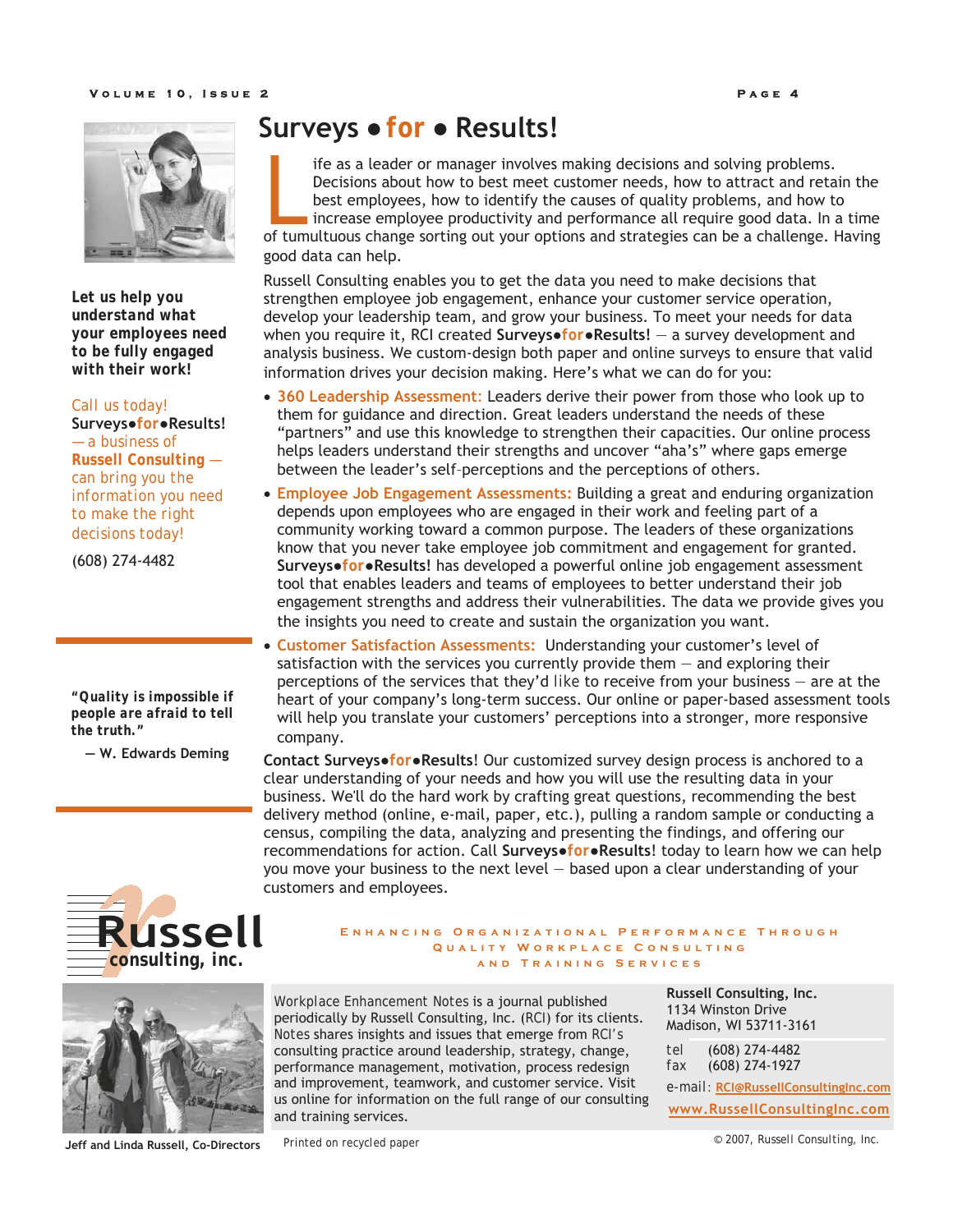# Surveys • for • Results!

Life as a leader or manager involves making decisions and solving problems. Decisions about how to best meet customer needs, how to attract and retain the best employees, how to identify the causes of quality problems, and how to increase employee productivity and performance all require good data. In a time of tumultuous change sorting out your options and strategies can be a challenge. Having good data can help.

Russell Consulting enables you to get the data you need to make decisions that strengthen employee job engagement, enhance your customer service operation, develop your leadership team, and grow your business. To meet your needs for data when you require it, RCI created **Surveys•for•Results!** — a survey development and analysis business. We custom-design both paper and online surveys to ensure that valid information drives your decision making. Here's what we can do for you:

- **360 Leadership Assessment:** Leaders derive their power from those who look up to them for guidance and direction. Great leaders understand the needs of these "partners" and use this knowledge to strengthen their capacities. Our online process helps leaders understand their strengths and uncover "aha's" where gaps emerge between the leader's self-perceptions and the perceptions of others.
- **Employee Job Engagement Assessments:** Building a great and enduring organization depends upon employees who are engaged in their work and feeling part of a community working toward a common purpose. The leaders of these organizations know that you never take employee job commitment and engagement for granted. **Surveys•for•Results!** has developed a powerful online job engagement assessment tool that enables leaders and teams of employees to better understand their job engagement strengths and address their vulnerabilities. The data we provide gives you the insights you need to create and sustain the organization you want.
- **Customer Satisfaction Assessments:** Understanding your customer's level of satisfaction with the services you currently provide them — and exploring their perceptions of the services that they'd like to receive from your business — are at the heart of your company's long-term success. Our online or paper-based assessment tools will help you translate your customers' perceptions into a stronger, more responsive company.

**Contact Surveys•for•Results!** Our customized survey design process is anchored to a clear understanding of your needs and how you will use the resulting data in your business. We'll do the hard work by crafting great questions, recommending the best delivery method (online, e-mail, paper, etc.), pulling a random sample or conducting a census, compiling the data, analyzing and presenting the findings, and offering our recommendations for action. Call **Surveys•for•Results!** today to learn how we can help you move your business to the next level — based upon a clear understanding of your customers and employees.

**Let us help you understand what your employees need to be fully engaged with their work!**

Call us today! **Surveys•for•Results!** — a business of **Russell Consulting** — can bring you the information you need to make the right decisions today!

(608) 274-4482

***"Quality is impossible if people are afraid to tell the truth."***

— W. Edwards Deming

**Russell consulting, inc.**

ENHANCING ORGANIZATIONAL PERFORMANCE THROUGH QUALITY WORKPLACE CONSULTING AND TRAINING SERVICES

*Workplace Enhancement Notes* is a journal published periodically by Russell Consulting, Inc. (RCI) for its clients. *Notes* shares insights and issues that emerge from RCI's consulting practice around leadership, strategy, change, performance management, motivation, process redesign and improvement, teamwork, and customer service. Visit us online for information on the full range of our consulting and training services.

**Russell Consulting, Inc.**
1134 Winston Drive
Madison, WI 53711-3161

tel (608) 274-4482
fax (608) 274-1927

e-mail: RCI@RussellConsultingInc.com
www.RussellConsultingInc.com

**Jeff and Linda Russell, Co-Directors**

Printed on recycled paper

© 2007, Russell Consulting, Inc.